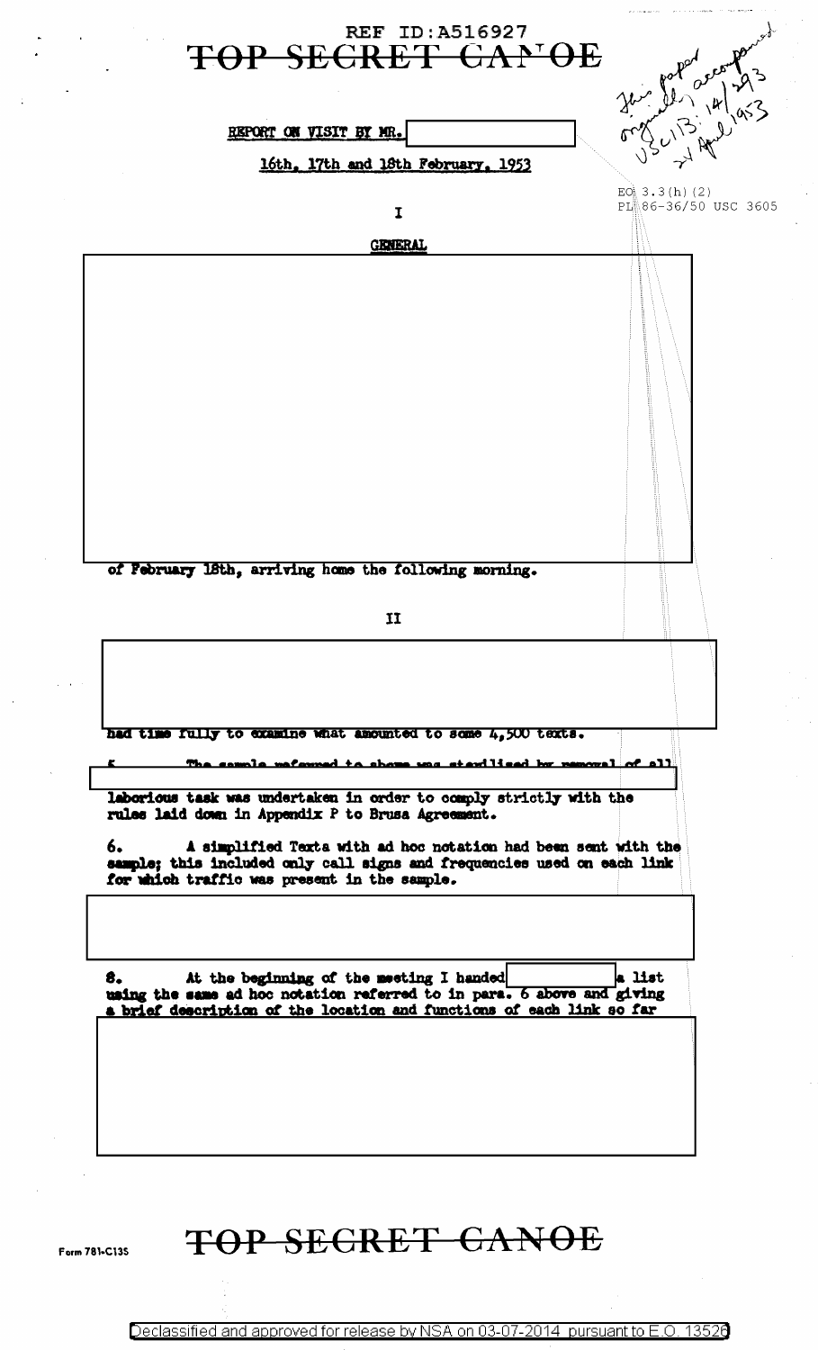REF ID:A516927

TOP SECRET CANOE

This paper accompanied originally USC13: 14/293 21 April 1953

REPORT ON VISIT BY MR. [redacted]

16th, 17th and 18th February, 1953

EO 3.3(h)(2)
PL 86-36/50 USC 3605

I

GENERAL

[redacted]

of February 18th, arriving home the following morning.

II

[redacted]

had time fully to examine what amounted to some 4,500 texts.

5. The sample referred to above was sterilised by removal of all [redacted] laborious task was undertaken in order to comply strictly with the rules laid down in Appendix P to Brusa Agreement.

6. A simplified Texta with ad hoc notation had been sent with the sample; this included only call signs and frequencies used on each link for which traffic was present in the sample.

[redacted]

8. At the beginning of the meeting I handed [redacted] a list using the same ad hoc notation referred to in para. 6 above and giving a brief description of the location and functions of each link so far

[redacted]

TOP SECRET CANOE

Form 781-C13S

Declassified and approved for release by NSA on 03-07-2014 pursuant to E.O. 13526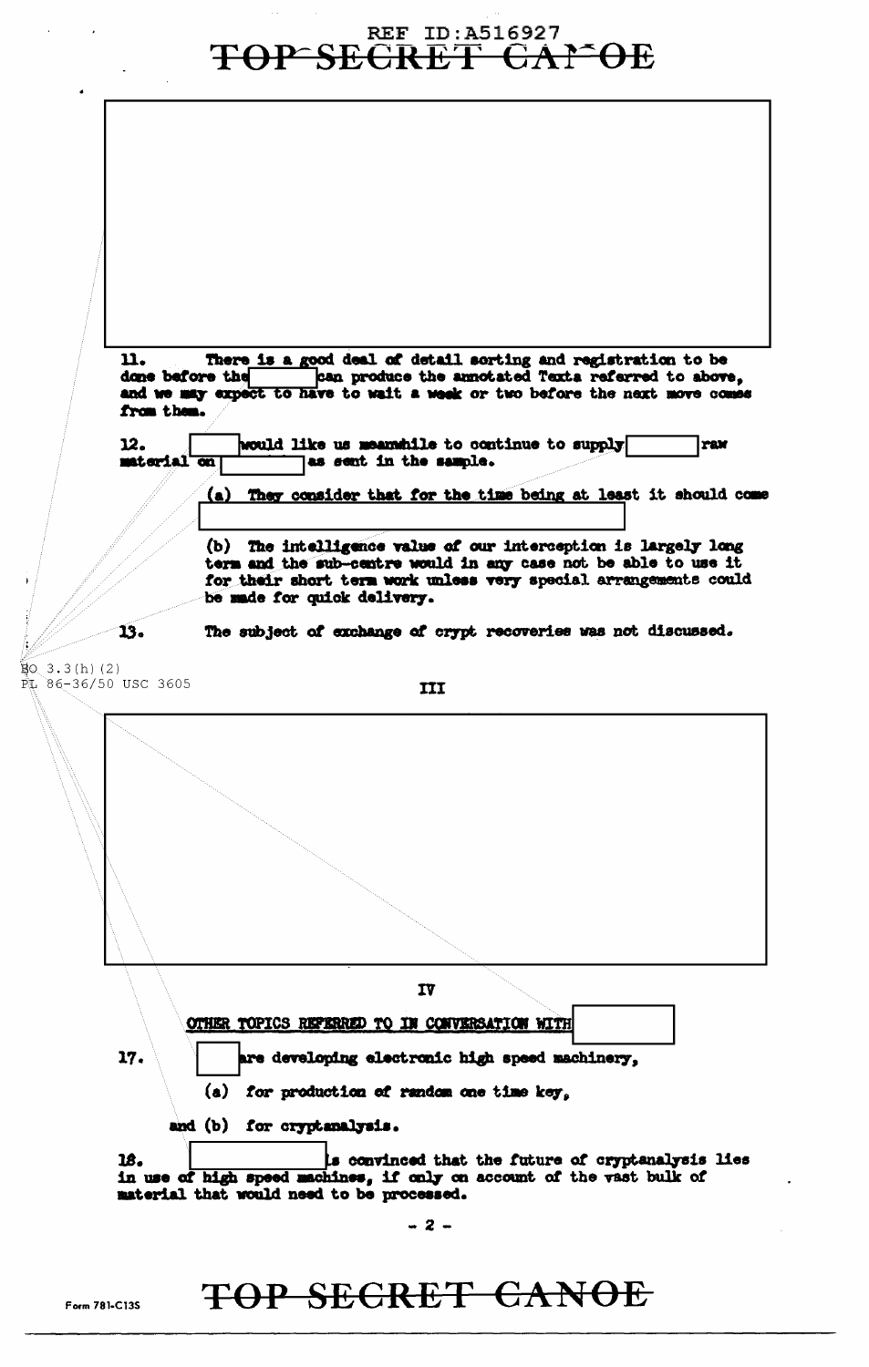11. There is a good deal of detail sorting and registration to be done before the [redacted] can produce the annotated Texta referred to above, and we may expect to have to wait a week or two before the next move comes from them.

12. [redacted] would like us meanwhile to continue to supply [redacted] raw material on [redacted] as sent in the sample.

(a) They consider that for the time being at least it should come [redacted]

(b) The intelligence value of our interception is largely long term and the sub-centre would in any case not be able to use it for their short term work unless very special arrangements could be made for quick delivery.

13. The subject of exchange of crypt recoveries was not discussed.

EO 3.3(h)(2)
PL 86-36/50 USC 3605

## III

[redacted]

## IV

OTHER TOPICS REFERRED TO IN CONVERSATION WITH [redacted]

17. [redacted] are developing electronic high speed machinery,

(a) for production of random one time key,

and (b) for cryptanalysis.

18. [redacted] is convinced that the future of cryptanalysis lies in use of high speed machines, if only on account of the vast bulk of material that would need to be processed.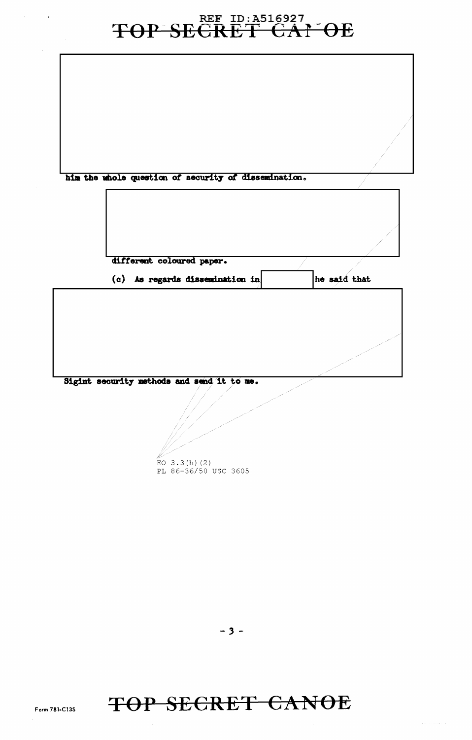him the whole question of security of dissemination.

different coloured paper.

(c) As regards dissemination in he said that

Sigint security methods and send it to me.

EO 3.3(h)(2)
PL 86-36/50 USC 3605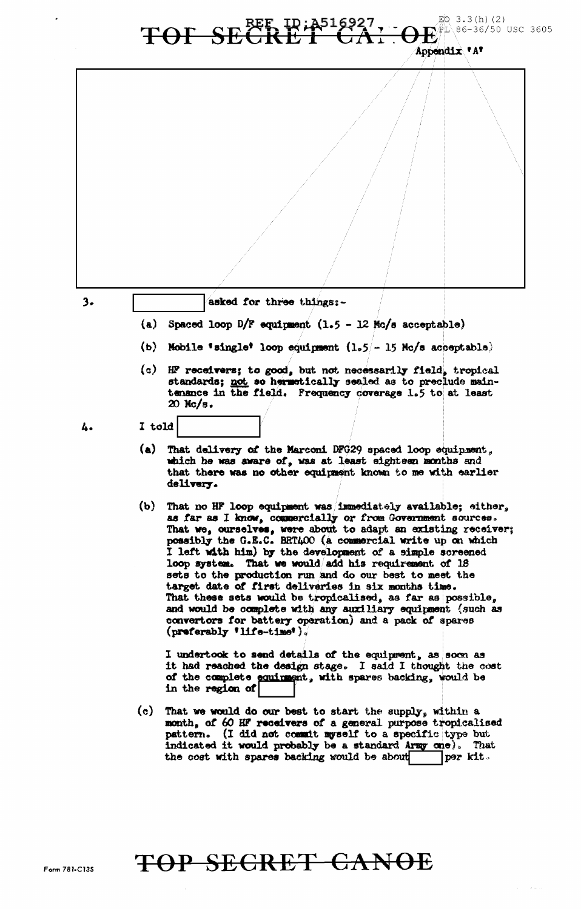TOP SECRET CANOE

REF ID:A516927

EO 3.3(h)(2)
PL 86-36/50 USC 3605

Appendix 'A'

3. [redacted] asked for three things:-

(a) Spaced loop D/F equipment (1.5 - 12 Mc/s acceptable)

(b) Mobile 'single' loop equipment (1.5 - 15 Mc/s acceptable)

(c) HF receivers; to good, but not necessarily field, tropical standards; not so hermetically sealed as to preclude maintenance in the field. Frequency coverage 1.5 to at least 20 Mc/s.

4. I told [redacted]

(a) That delivery of the Marconi DFG29 spaced loop equipment, which he was aware of, was at least eighteen months and that there was no other equipment known to me with earlier delivery.

(b) That no HF loop equipment was immediately available; either, as far as I know, commercially or from Government sources. That we, ourselves, were about to adapt an existing receiver; possibly the G.E.C. BRT400 (a commercial write up on which I left with him) by the development of a simple screened loop system. That we would add his requirement of 18 sets to the production run and do our best to meet the target date of first deliveries in six months time. That these sets would be tropicalised, as far as possible, and would be complete with any auxiliary equipment (such as convertors for battery operation) and a pack of spares (preferably 'life-time').

I undertook to send details of the equipment, as soon as it had reached the design stage. I said I thought the cost of the complete equipment, with spares backing, would be in the region of [redacted]

(c) That we would do our best to start the supply, within a month, of 60 HF receivers of a general purpose tropicalised pattern. (I did not commit myself to a specific type but indicated it would probably be a standard Army one). That the cost with spares backing would be about [redacted] per kit.

Form 781-C13S

TOP SECRET CANOE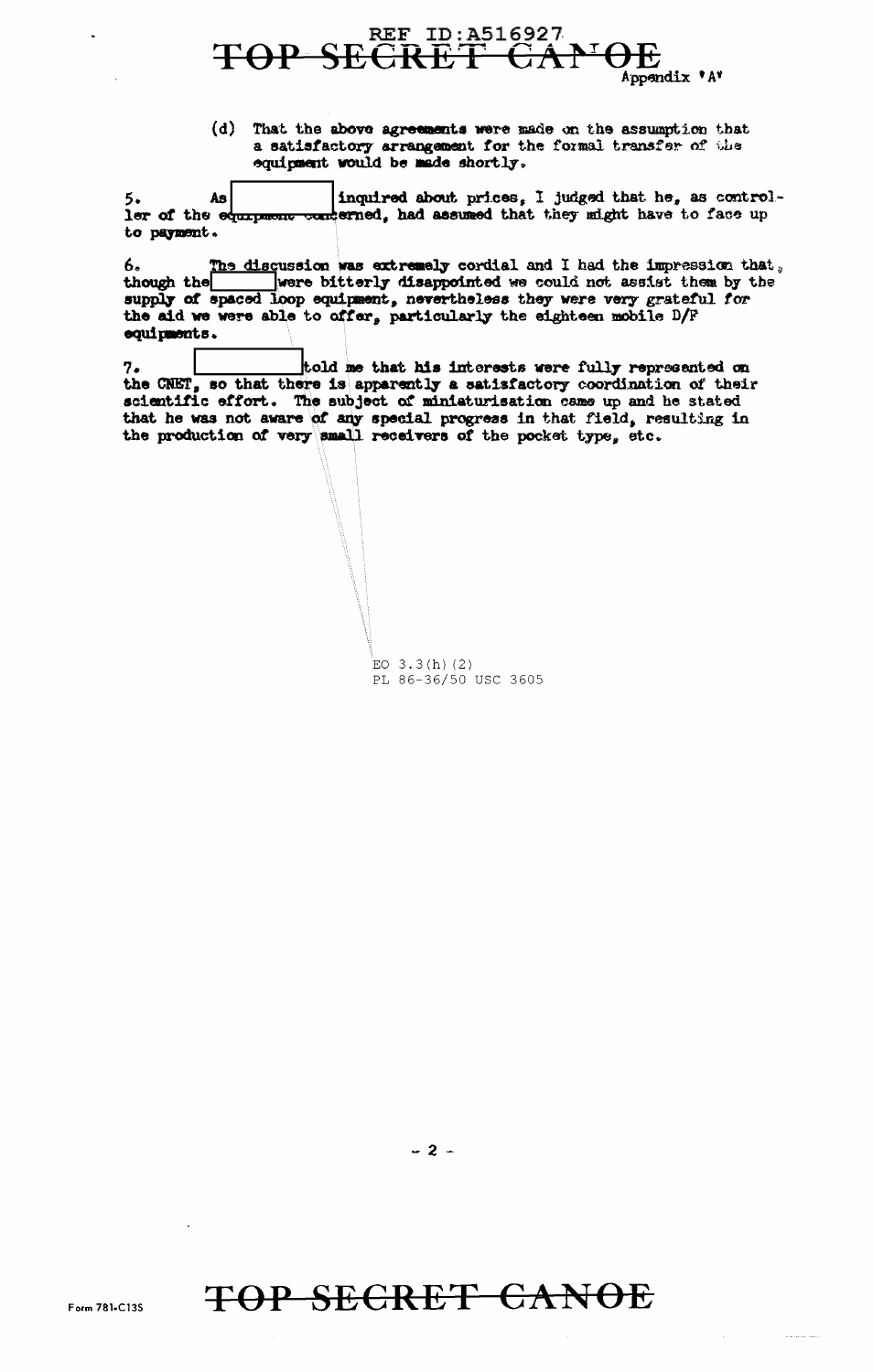Appendix 'A'

(d) That the above agreements were made on the assumption that a satisfactory arrangement for the formal transfer of the equipment would be made shortly.

5. As [REDACTED] inquired about prices, I judged that he, as controller of the equipment concerned, had assumed that they might have to face up to payment.

6. The discussion was extremely cordial and I had the impression that, though the [REDACTED] were bitterly disappointed we could not assist them by the supply of spaced loop equipment, nevertheless they were very grateful for the aid we were able to offer, particularly the eighteen mobile D/F equipments.

7. [REDACTED] told me that his interests were fully represented on the CNET, so that there is apparently a satisfactory coordination of their scientific effort. The subject of miniaturisation came up and he stated that he was not aware of any special progress in that field, resulting in the production of very small receivers of the pocket type, etc.

EO 3.3(h)(2)
PL 86-36/50 USC 3605